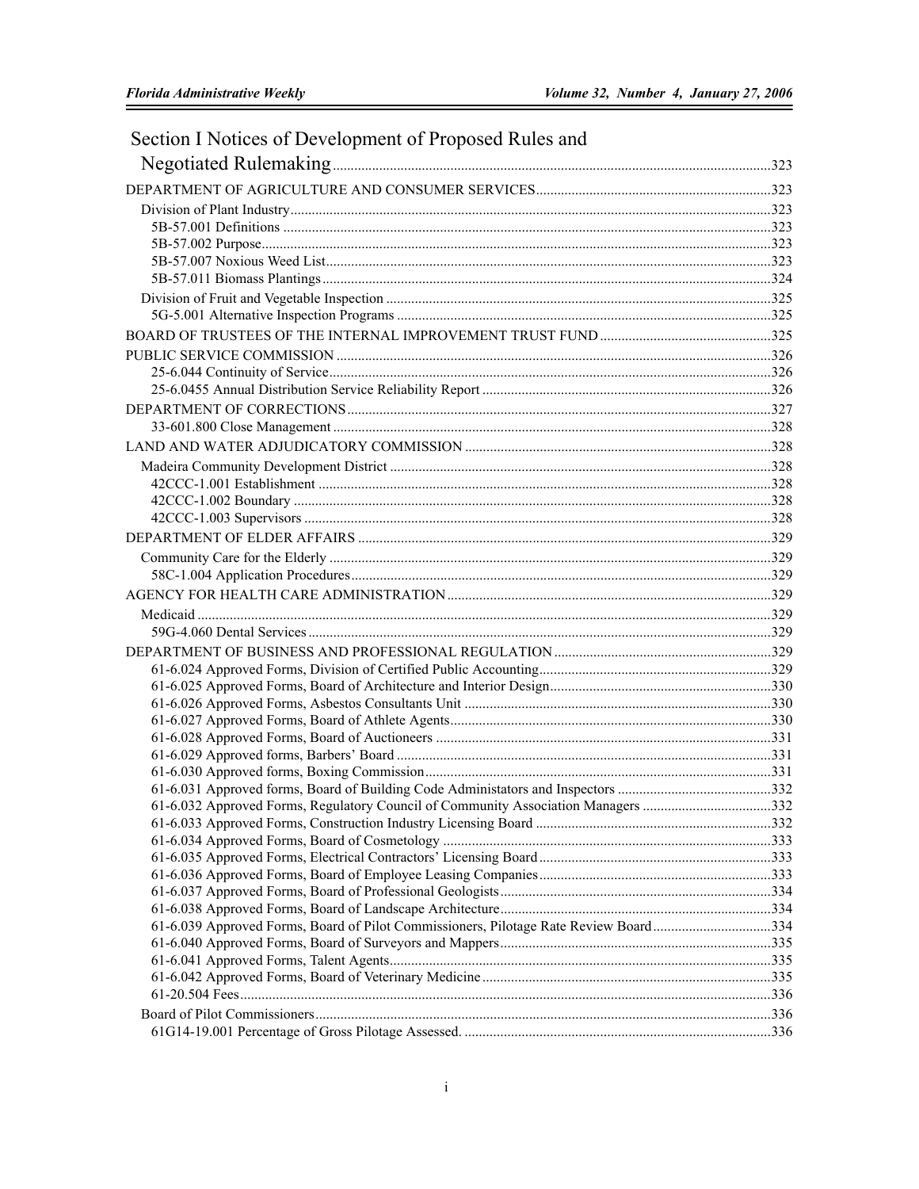## Section I Notices of Development of Proposed Rules and Negotiated Rulemaking ..... 323

DEPARTMENT OF AGRICULTURE AND CONSUMER SERVICES ..... 323

- Division of Plant Industry ..... 323
  - 5B-57.001 Definitions ..... 323
  - 5B-57.002 Purpose ..... 323
  - 5B-57.007 Noxious Weed List ..... 323
  - 5B-57.011 Biomass Plantings ..... 324
- Division of Fruit and Vegetable Inspection ..... 325
  - 5G-5.001 Alternative Inspection Programs ..... 325

BOARD OF TRUSTEES OF THE INTERNAL IMPROVEMENT TRUST FUND ..... 325

PUBLIC SERVICE COMMISSION ..... 326

- 25-6.044 Continuity of Service ..... 326
- 25-6.0455 Annual Distribution Service Reliability Report ..... 326

DEPARTMENT OF CORRECTIONS ..... 327

- 33-601.800 Close Management ..... 328

LAND AND WATER ADJUDICATORY COMMISSION ..... 328

- Madeira Community Development District ..... 328
  - 42CCC-1.001 Establishment ..... 328
  - 42CCC-1.002 Boundary ..... 328
  - 42CCC-1.003 Supervisors ..... 328

DEPARTMENT OF ELDER AFFAIRS ..... 329

- Community Care for the Elderly ..... 329
  - 58C-1.004 Application Procedures ..... 329

AGENCY FOR HEALTH CARE ADMINISTRATION ..... 329

- Medicaid ..... 329
  - 59G-4.060 Dental Services ..... 329

DEPARTMENT OF BUSINESS AND PROFESSIONAL REGULATION ..... 329

- 61-6.024 Approved Forms, Division of Certified Public Accounting ..... 329
- 61-6.025 Approved Forms, Board of Architecture and Interior Design ..... 330
- 61-6.026 Approved Forms, Asbestos Consultants Unit ..... 330
- 61-6.027 Approved Forms, Board of Athlete Agents ..... 330
- 61-6.028 Approved Forms, Board of Auctioneers ..... 331
- 61-6.029 Approved forms, Barbers' Board ..... 331
- 61-6.030 Approved forms, Boxing Commission ..... 331
- 61-6.031 Approved Forms, Board of Building Code Administators and Inspectors ..... 332
- 61-6.032 Approved Forms, Regulatory Council of Community Association Managers ..... 332
- 61-6.033 Approved Forms, Construction Industry Licensing Board ..... 332
- 61-6.034 Approved Forms, Board of Cosmetology ..... 333
- 61-6.035 Approved Forms, Electrical Contractors' Licensing Board ..... 333
- 61-6.036 Approved Forms, Board of Employee Leasing Companies ..... 333
- 61-6.037 Approved Forms, Board of Professional Geologists ..... 334
- 61-6.038 Approved Forms, Board of Landscape Architecture ..... 334
- 61-6.039 Approved Forms, Board of Pilot Commissioners, Pilotage Rate Review Board ..... 334
- 61-6.040 Approved Forms, Board of Surveyors and Mappers ..... 335
- 61-6.041 Approved Forms, Talent Agents ..... 335
- 61-6.042 Approved Forms, Board of Veterinary Medicine ..... 335
- 61-20.504 Fees ..... 336
- Board of Pilot Commissioners ..... 336
  - 61G14-19.001 Percentage of Gross Pilotage Assessed. ..... 336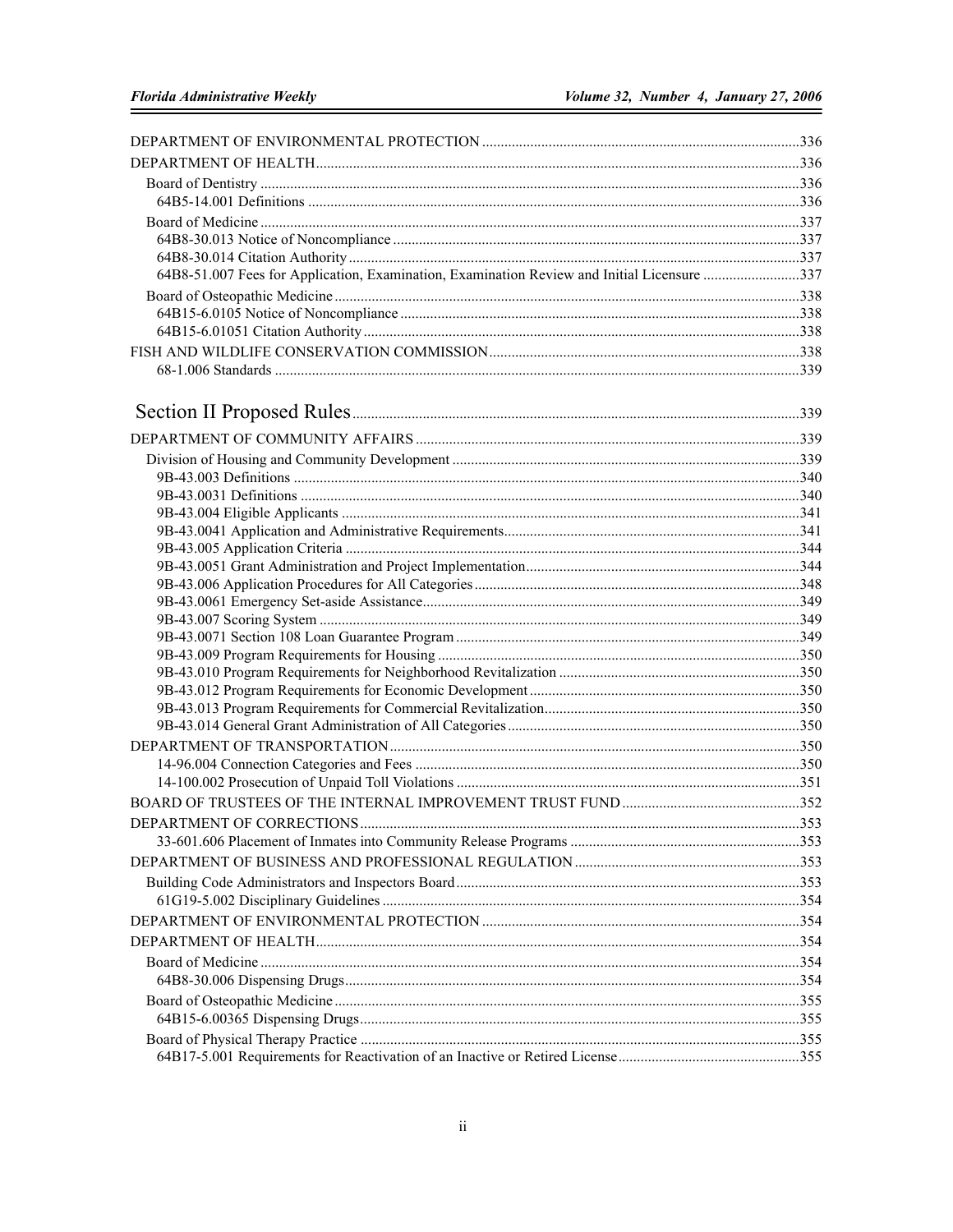DEPARTMENT OF ENVIRONMENTAL PROTECTION ..... 336

DEPARTMENT OF HEALTH ..... 336

- Board of Dentistry ..... 336
  - 64B5-14.001 Definitions ..... 336
- Board of Medicine ..... 337
  - 64B8-30.013 Notice of Noncompliance ..... 337
  - 64B8-30.014 Citation Authority ..... 337
  - 64B8-51.007 Fees for Application, Examination, Examination Review and Initial Licensure ..... 337
- Board of Osteopathic Medicine ..... 338
  - 64B15-6.0105 Notice of Noncompliance ..... 338
  - 64B15-6.01051 Citation Authority ..... 338

FISH AND WILDLIFE CONSERVATION COMMISSION ..... 338

- 68-1.006 Standards ..... 339

# Section II Proposed Rules ..... 339

DEPARTMENT OF COMMUNITY AFFAIRS ..... 339

- Division of Housing and Community Development ..... 339
  - 9B-43.003 Definitions ..... 340
  - 9B-43.0031 Definitions ..... 340
  - 9B-43.004 Eligible Applicants ..... 341
  - 9B-43.0041 Application and Administrative Requirements ..... 341
  - 9B-43.005 Application Criteria ..... 344
  - 9B-43.0051 Grant Administration and Project Implementation ..... 344
  - 9B-43.006 Application Procedures for All Categories ..... 348
  - 9B-43.0061 Emergency Set-aside Assistance ..... 349
  - 9B-43.007 Scoring System ..... 349
  - 9B-43.0071 Section 108 Loan Guarantee Program ..... 349
  - 9B-43.009 Program Requirements for Housing ..... 350
  - 9B-43.010 Program Requirements for Neighborhood Revitalization ..... 350
  - 9B-43.012 Program Requirements for Economic Development ..... 350
  - 9B-43.013 Program Requirements for Commercial Revitalization ..... 350
  - 9B-43.014 General Grant Administration of All Categories ..... 350

DEPARTMENT OF TRANSPORTATION ..... 350

- 14-96.004 Connection Categories and Fees ..... 350
- 14-100.002 Prosecution of Unpaid Toll Violations ..... 351

BOARD OF TRUSTEES OF THE INTERNAL IMPROVEMENT TRUST FUND ..... 352

DEPARTMENT OF CORRECTIONS ..... 353

- 33-601.606 Placement of Inmates into Community Release Programs ..... 353

DEPARTMENT OF BUSINESS AND PROFESSIONAL REGULATION ..... 353

- Building Code Administrators and Inspectors Board ..... 353
  - 61G19-5.002 Disciplinary Guidelines ..... 354

DEPARTMENT OF ENVIRONMENTAL PROTECTION ..... 354

DEPARTMENT OF HEALTH ..... 354

- Board of Medicine ..... 354
  - 64B8-30.006 Dispensing Drugs ..... 354
- Board of Osteopathic Medicine ..... 355
  - 64B15-6.00365 Dispensing Drugs ..... 355
- Board of Physical Therapy Practice ..... 355
  - 64B17-5.001 Requirements for Reactivation of an Inactive or Retired License ..... 355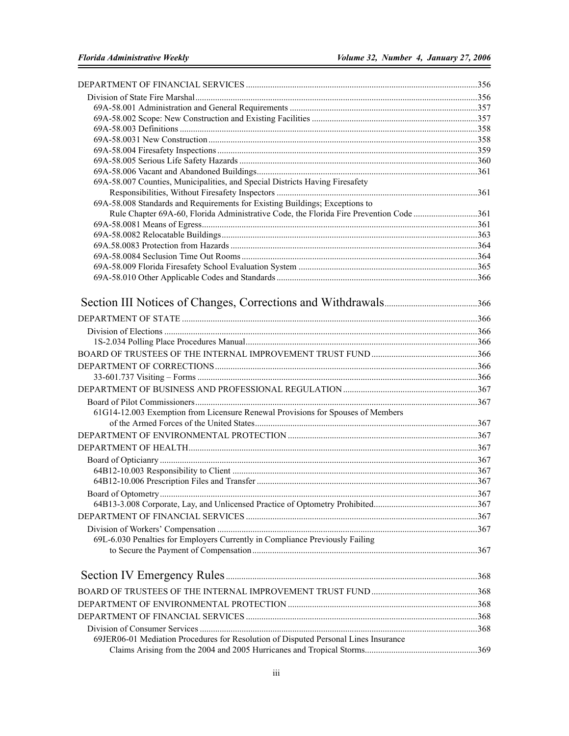DEPARTMENT OF FINANCIAL SERVICES ....................................................................................................356

Division of State Fire Marshal ..............................................................................................................356

69A-58.001 Administration and General Requirements ....................................................................357

69A-58.002 Scope: New Construction and Existing Facilities ..........................................................357

69A-58.003 Definitions ......................................................................................................................358

69A-58.0031 New Construction ........................................................................................................358

69A-58.004 Firesafety Inspections .....................................................................................................359

69A-58.005 Serious Life Safety Hazards ...........................................................................................360

69A-58.006 Vacant and Abandoned Buildings...................................................................................361

69A-58.007 Counties, Municipalities, and Special Districts Having Firesafety Responsibilities, Without Firesafety Inspectors ..........................................................................361

69A-58.008 Standards and Requirements for Existing Buildings; Exceptions to Rule Chapter 69A-60, Florida Administrative Code, the Florida Fire Prevention Code ............................361

69A-58.0081 Means of Egress............................................................................................................361

69A-58.0082 Relocatable Buildings ...................................................................................................363

69A.58.0083 Protection from Hazards ...............................................................................................364

69A-58.0084 Seclusion Time Out Rooms ..........................................................................................364

69A-58.009 Florida Firesafety School Evaluation System ................................................................365

69A-58.010 Other Applicable Codes and Standards ..........................................................................366

## Section III Notices of Changes, Corrections and Withdrawals..........................................366

DEPARTMENT OF STATE .....................................................................................................................366

Division of Elections ..............................................................................................................................366

1S-2.034 Polling Place Procedures Manual........................................................................................366

BOARD OF TRUSTEES OF THE INTERNAL IMPROVEMENT TRUST FUND ................................................366

DEPARTMENT OF CORRECTIONS ......................................................................................................366

33-601.737 Visiting – Forms ..............................................................................................................366

DEPARTMENT OF BUSINESS AND PROFESSIONAL REGULATION ............................................................367

Board of Pilot Commissioners................................................................................................................367

61G14-12.003 Exemption from Licensure Renewal Provisions for Spouses of Members of the Armed Forces of the United States....................................................................................367

DEPARTMENT OF ENVIRONMENTAL PROTECTION .....................................................................367

DEPARTMENT OF HEALTH..................................................................................................................367

Board of Opticianry ...............................................................................................................................367

64B12-10.003 Responsibility to Client ..............................................................................................367

64B12-10.006 Prescription Files and Transfer ...................................................................................367

Board of Optometry...............................................................................................................................367

64B13-3.008 Corporate, Lay, and Unlicensed Practice of Optometry Prohibited...............................................367

DEPARTMENT OF FINANCIAL SERVICES ........................................................................................367

Division of Workers' Compensation .....................................................................................................367

69L-6.030 Penalties for Employers Currently in Compliance Previously Failing to Secure the Payment of Compensation .....................................................................................................367

## Section IV Emergency Rules.................................................................................................368

BOARD OF TRUSTEES OF THE INTERNAL IMPROVEMENT TRUST FUND ................................................368

DEPARTMENT OF ENVIRONMENTAL PROTECTION .....................................................................368

DEPARTMENT OF FINANCIAL SERVICES ........................................................................................368

Division of Consumer Services .............................................................................................................368

69JER06-01 Mediation Procedures for Resolution of Disputed Personal Lines Insurance Claims Arising from the 2004 and 2005 Hurricanes and Tropical Storms..................................................369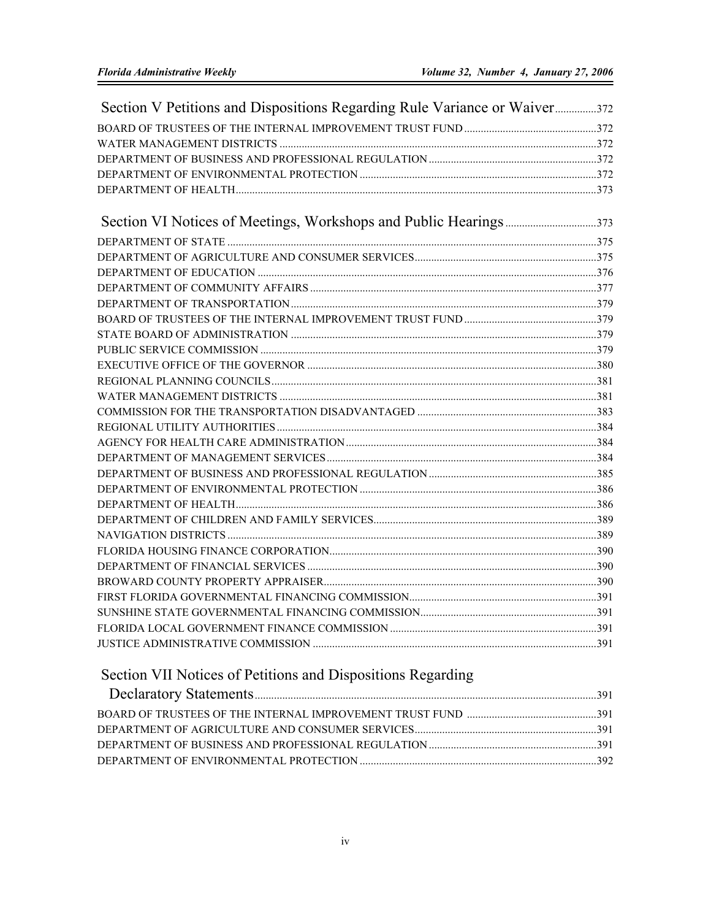## Section V Petitions and Dispositions Regarding Rule Variance or Waiver ............... 372

BOARD OF TRUSTEES OF THE INTERNAL IMPROVEMENT TRUST FUND ............................................... 372
WATER MANAGEMENT DISTRICTS ............................................................................................................ 372
DEPARTMENT OF BUSINESS AND PROFESSIONAL REGULATION ............................................................ 372
DEPARTMENT OF ENVIRONMENTAL PROTECTION ..................................................................................... 372
DEPARTMENT OF HEALTH ............................................................................................................................ 373

## Section VI Notices of Meetings, Workshops and Public Hearings ................................ 373

DEPARTMENT OF STATE ................................................................................................................................ 375
DEPARTMENT OF AGRICULTURE AND CONSUMER SERVICES ................................................................. 375
DEPARTMENT OF EDUCATION ...................................................................................................................... 376
DEPARTMENT OF COMMUNITY AFFAIRS ..................................................................................................... 377
DEPARTMENT OF TRANSPORTATION .......................................................................................................... 379
BOARD OF TRUSTEES OF THE INTERNAL IMPROVEMENT TRUST FUND ............................................... 379
STATE BOARD OF ADMINISTRATION ........................................................................................................... 379
PUBLIC SERVICE COMMISSION .................................................................................................................... 379
EXECUTIVE OFFICE OF THE GOVERNOR .................................................................................................... 380
REGIONAL PLANNING COUNCILS ................................................................................................................ 381
WATER MANAGEMENT DISTRICTS ............................................................................................................... 381
COMMISSION FOR THE TRANSPORTATION DISADVANTAGED ................................................................. 383
REGIONAL UTILITY AUTHORITIES ................................................................................................................ 384
AGENCY FOR HEALTH CARE ADMINISTRATION ......................................................................................... 384
DEPARTMENT OF MANAGEMENT SERVICES ................................................................................................ 384
DEPARTMENT OF BUSINESS AND PROFESSIONAL REGULATION ............................................................ 385
DEPARTMENT OF ENVIRONMENTAL PROTECTION ..................................................................................... 386
DEPARTMENT OF HEALTH ............................................................................................................................. 386
DEPARTMENT OF CHILDREN AND FAMILY SERVICES ................................................................................ 389
NAVIGATION DISTRICTS ................................................................................................................................. 389
FLORIDA HOUSING FINANCE CORPORATION .............................................................................................. 390
DEPARTMENT OF FINANCIAL SERVICES ...................................................................................................... 390
BROWARD COUNTY PROPERTY APPRAISER ................................................................................................ 390
FIRST FLORIDA GOVERNMENTAL FINANCING COMMISSION ..................................................................... 391
SUNSHINE STATE GOVERNMENTAL FINANCING COMMISSION ................................................................ 391
FLORIDA LOCAL GOVERNMENT FINANCE COMMISSION ........................................................................... 391
JUSTICE ADMINISTRATIVE COMMISSION ..................................................................................................... 391

## Section VII Notices of Petitions and Dispositions Regarding Declaratory Statements ................ 391

BOARD OF TRUSTEES OF THE INTERNAL IMPROVEMENT TRUST FUND ............................................... 391
DEPARTMENT OF AGRICULTURE AND CONSUMER SERVICES ................................................................. 391
DEPARTMENT OF BUSINESS AND PROFESSIONAL REGULATION ............................................................ 391
DEPARTMENT OF ENVIRONMENTAL PROTECTION ..................................................................................... 392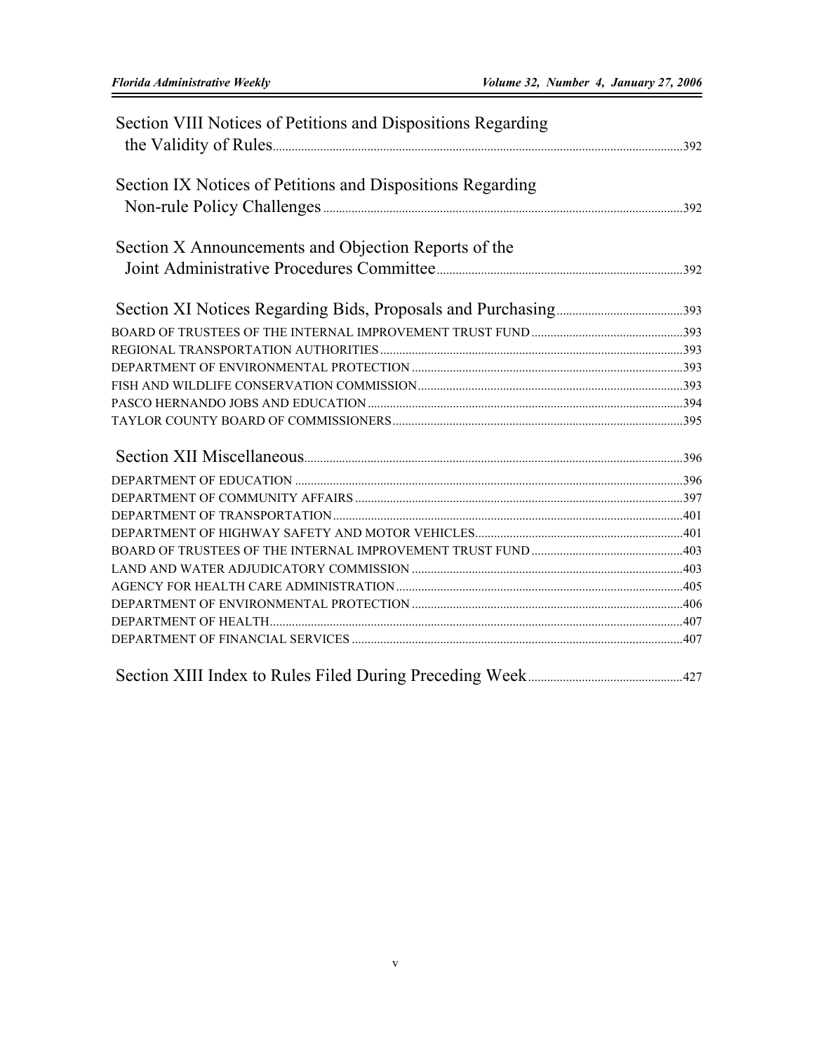Section VIII Notices of Petitions and Dispositions Regarding the Validity of Rules ..... 392

Section IX Notices of Petitions and Dispositions Regarding Non-rule Policy Challenges ..... 392

Section X Announcements and Objection Reports of the Joint Administrative Procedures Committee ..... 392

Section XI Notices Regarding Bids, Proposals and Purchasing ..... 393

BOARD OF TRUSTEES OF THE INTERNAL IMPROVEMENT TRUST FUND ..... 393
REGIONAL TRANSPORTATION AUTHORITIES ..... 393
DEPARTMENT OF ENVIRONMENTAL PROTECTION ..... 393
FISH AND WILDLIFE CONSERVATION COMMISSION ..... 393
PASCO HERNANDO JOBS AND EDUCATION ..... 394
TAYLOR COUNTY BOARD OF COMMISSIONERS ..... 395

Section XII Miscellaneous ..... 396

DEPARTMENT OF EDUCATION ..... 396
DEPARTMENT OF COMMUNITY AFFAIRS ..... 397
DEPARTMENT OF TRANSPORTATION ..... 401
DEPARTMENT OF HIGHWAY SAFETY AND MOTOR VEHICLES ..... 401
BOARD OF TRUSTEES OF THE INTERNAL IMPROVEMENT TRUST FUND ..... 403
LAND AND WATER ADJUDICATORY COMMISSION ..... 403
AGENCY FOR HEALTH CARE ADMINISTRATION ..... 405
DEPARTMENT OF ENVIRONMENTAL PROTECTION ..... 406
DEPARTMENT OF HEALTH ..... 407
DEPARTMENT OF FINANCIAL SERVICES ..... 407

Section XIII Index to Rules Filed During Preceding Week ..... 427